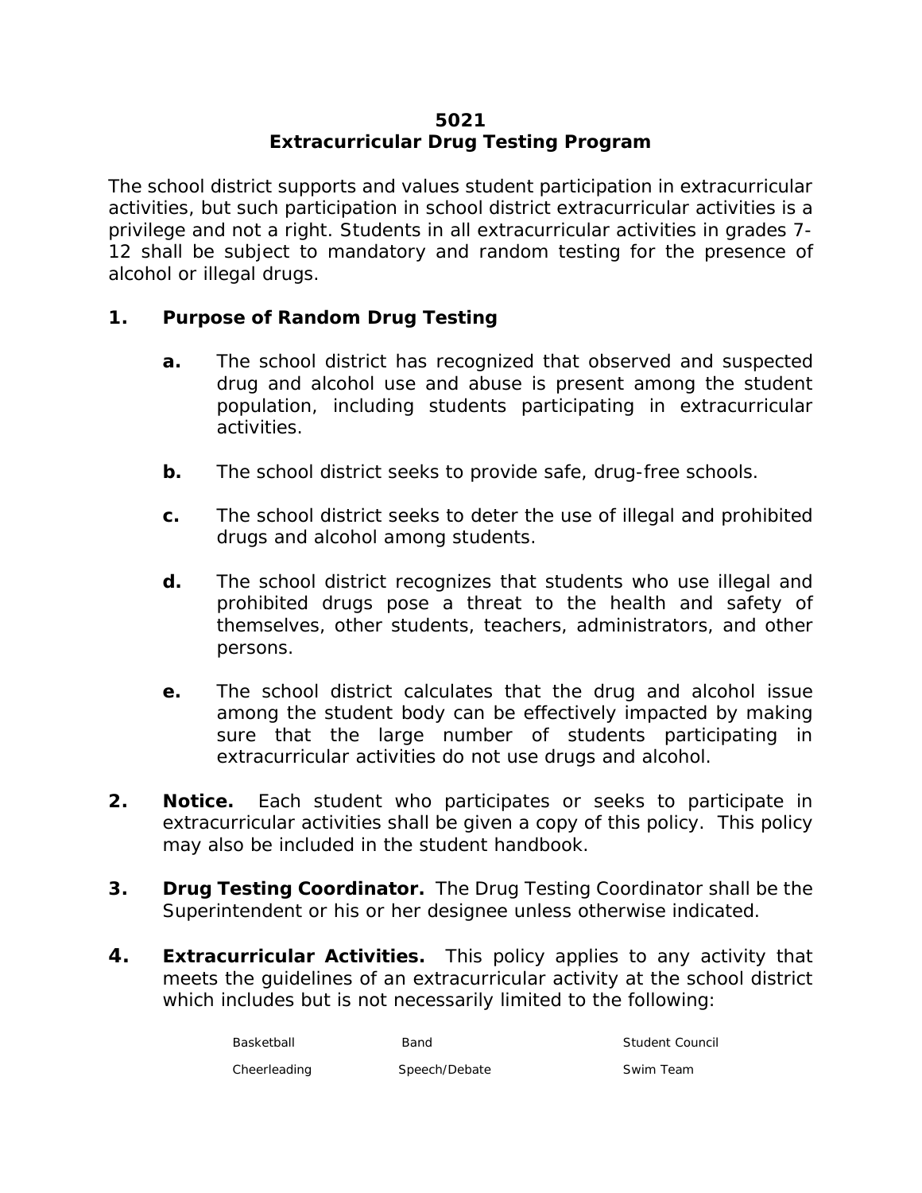# 5021
# Extracurricular Drug Testing Program

The school district supports and values student participation in extracurricular activities, but such participation in school district extracurricular activities is a privilege and not a right. Students in all extracurricular activities in grades 7-12 shall be subject to mandatory and random testing for the presence of alcohol or illegal drugs.

**1. Purpose of Random Drug Testing**

- **a.** The school district has recognized that observed and suspected drug and alcohol use and abuse is present among the student population, including students participating in extracurricular activities.
- **b.** The school district seeks to provide safe, drug-free schools.
- **c.** The school district seeks to deter the use of illegal and prohibited drugs and alcohol among students.
- **d.** The school district recognizes that students who use illegal and prohibited drugs pose a threat to the health and safety of themselves, other students, teachers, administrators, and other persons.
- **e.** The school district calculates that the drug and alcohol issue among the student body can be effectively impacted by making sure that the large number of students participating in extracurricular activities do not use drugs and alcohol.

**2. Notice.** Each student who participates or seeks to participate in extracurricular activities shall be given a copy of this policy. This policy may also be included in the student handbook.

**3. Drug Testing Coordinator.** The Drug Testing Coordinator shall be the Superintendent or his or her designee unless otherwise indicated.

**4. Extracurricular Activities.** This policy applies to any activity that meets the guidelines of an extracurricular activity at the school district which includes but is not necessarily limited to the following:

| | | |
|---|---|---|
| Basketball | Band | Student Council |
| Cheerleading | Speech/Debate | Swim Team |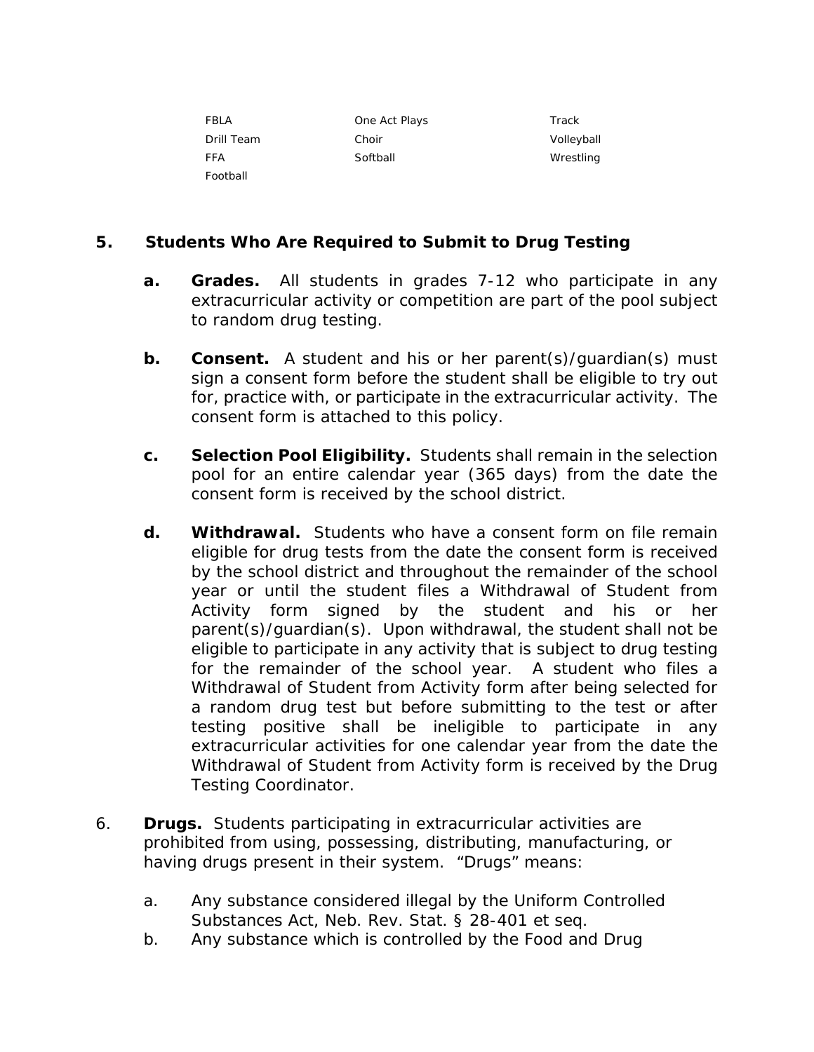| | | |
|---|---|---|
| FBLA | One Act Plays | Track |
| Drill Team | Choir | Volleyball |
| FFA | Softball | Wrestling |
| Football | | |

## 5. Students Who Are Required to Submit to Drug Testing

**a. Grades.** All students in grades 7-12 who participate in any extracurricular activity or competition are part of the pool subject to random drug testing.

**b. Consent.** A student and his or her parent(s)/guardian(s) must sign a consent form before the student shall be eligible to try out for, practice with, or participate in the extracurricular activity. The consent form is attached to this policy.

**c. Selection Pool Eligibility.** Students shall remain in the selection pool for an entire calendar year (365 days) from the date the consent form is received by the school district.

**d. Withdrawal.** Students who have a consent form on file remain eligible for drug tests from the date the consent form is received by the school district and throughout the remainder of the school year or until the student files a Withdrawal of Student from Activity form signed by the student and his or her parent(s)/guardian(s). Upon withdrawal, the student shall not be eligible to participate in any activity that is subject to drug testing for the remainder of the school year. A student who files a Withdrawal of Student from Activity form after being selected for a random drug test but before submitting to the test or after testing positive shall be ineligible to participate in any extracurricular activities for one calendar year from the date the Withdrawal of Student from Activity form is received by the Drug Testing Coordinator.

6. **Drugs.** Students participating in extracurricular activities are prohibited from using, possessing, distributing, manufacturing, or having drugs present in their system. "Drugs" means:

   a. Any substance considered illegal by the Uniform Controlled Substances Act, Neb. Rev. Stat. § 28-401 et seq.

   b. Any substance which is controlled by the Food and Drug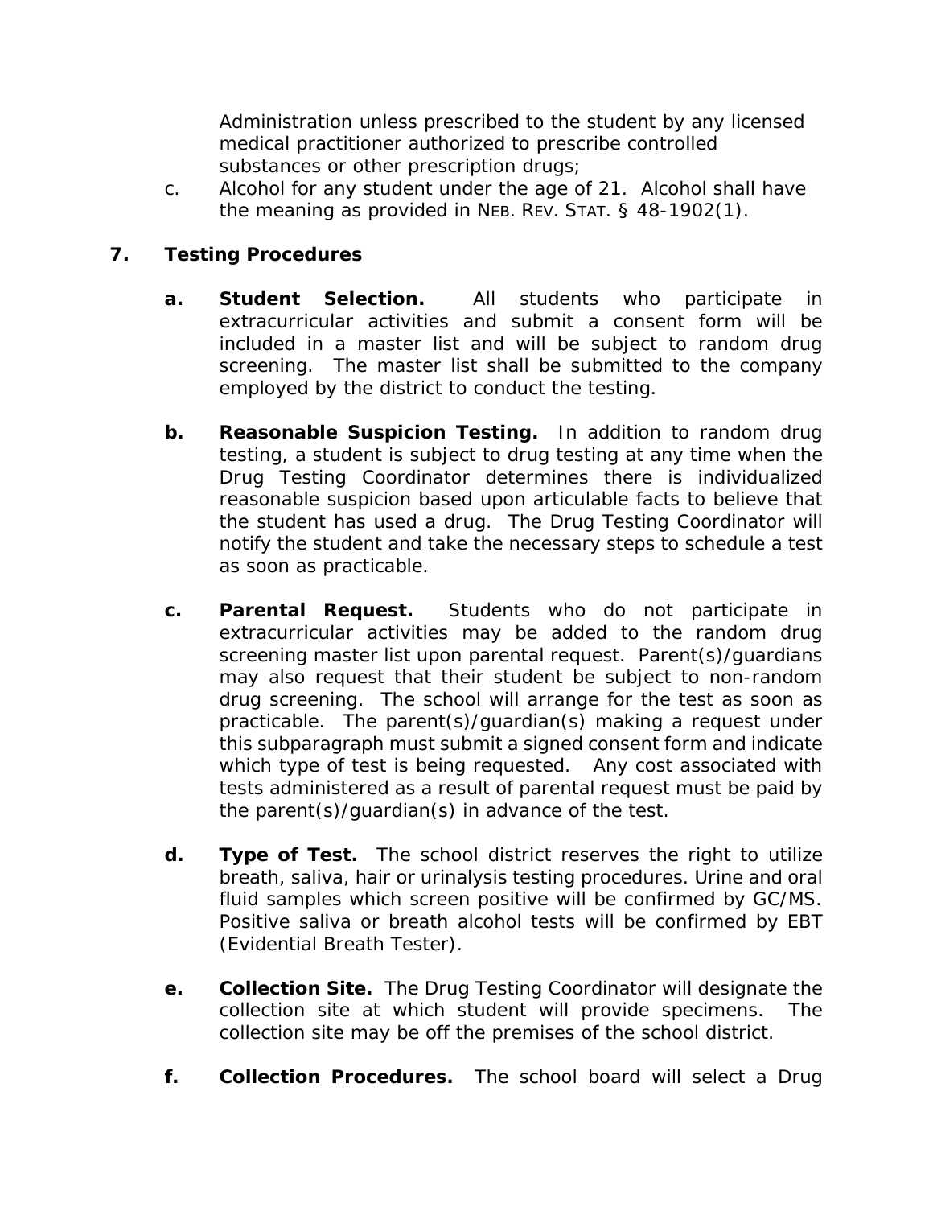Administration unless prescribed to the student by any licensed medical practitioner authorized to prescribe controlled substances or other prescription drugs;

c. Alcohol for any student under the age of 21. Alcohol shall have the meaning as provided in NEB. REV. STAT. § 48-1902(1).

## 7. Testing Procedures

**a. Student Selection.** All students who participate in extracurricular activities and submit a consent form will be included in a master list and will be subject to random drug screening. The master list shall be submitted to the company employed by the district to conduct the testing.

**b. Reasonable Suspicion Testing.** In addition to random drug testing, a student is subject to drug testing at any time when the Drug Testing Coordinator determines there is individualized reasonable suspicion based upon articulable facts to believe that the student has used a drug. The Drug Testing Coordinator will notify the student and take the necessary steps to schedule a test as soon as practicable.

**c. Parental Request.** Students who do not participate in extracurricular activities may be added to the random drug screening master list upon parental request. Parent(s)/guardians may also request that their student be subject to non-random drug screening. The school will arrange for the test as soon as practicable. The parent(s)/guardian(s) making a request under this subparagraph must submit a signed consent form and indicate which type of test is being requested. Any cost associated with tests administered as a result of parental request must be paid by the parent(s)/guardian(s) in advance of the test.

**d. Type of Test.** The school district reserves the right to utilize breath, saliva, hair or urinalysis testing procedures. Urine and oral fluid samples which screen positive will be confirmed by GC/MS. Positive saliva or breath alcohol tests will be confirmed by EBT (Evidential Breath Tester).

**e. Collection Site.** The Drug Testing Coordinator will designate the collection site at which student will provide specimens. The collection site may be off the premises of the school district.

**f. Collection Procedures.** The school board will select a Drug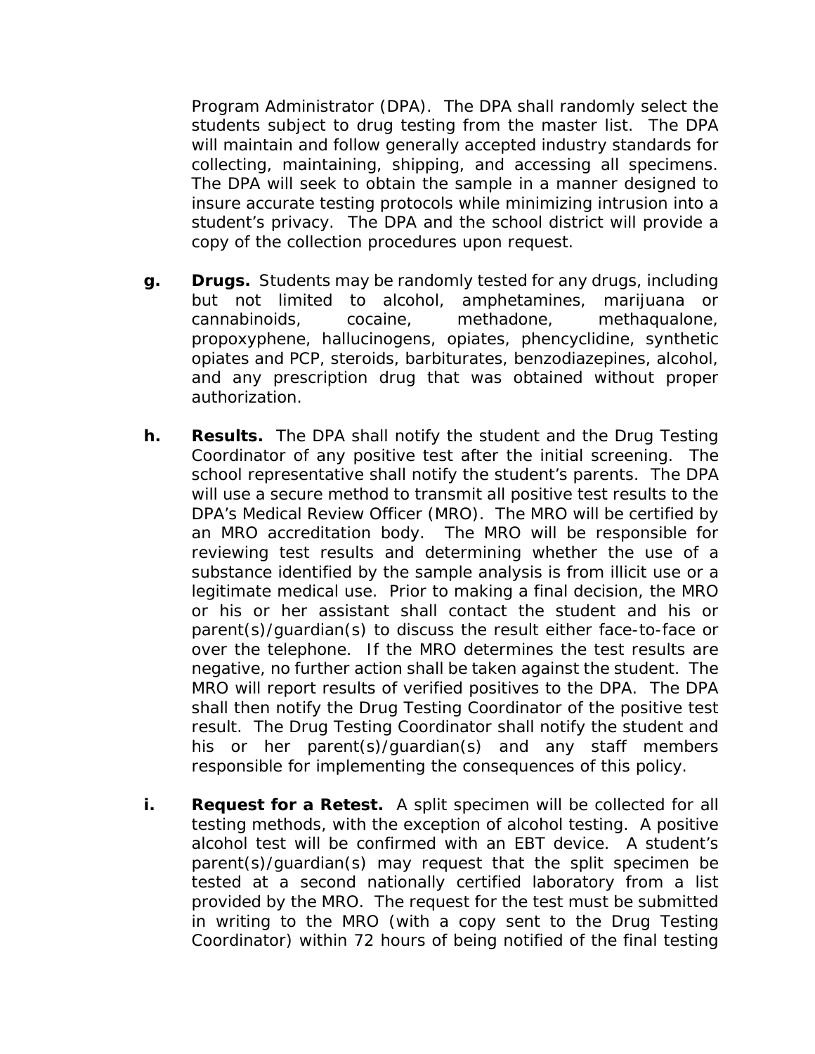Program Administrator (DPA). The DPA shall randomly select the students subject to drug testing from the master list. The DPA will maintain and follow generally accepted industry standards for collecting, maintaining, shipping, and accessing all specimens. The DPA will seek to obtain the sample in a manner designed to insure accurate testing protocols while minimizing intrusion into a student's privacy. The DPA and the school district will provide a copy of the collection procedures upon request.

**g.** **Drugs.** Students may be randomly tested for any drugs, including but not limited to alcohol, amphetamines, marijuana or cannabinoids, cocaine, methadone, methaqualone, propoxyphene, hallucinogens, opiates, phencyclidine, synthetic opiates and PCP, steroids, barbiturates, benzodiazepines, alcohol, and any prescription drug that was obtained without proper authorization.

**h.** **Results.** The DPA shall notify the student and the Drug Testing Coordinator of any positive test after the initial screening. The school representative shall notify the student's parents. The DPA will use a secure method to transmit all positive test results to the DPA's Medical Review Officer (MRO). The MRO will be certified by an MRO accreditation body. The MRO will be responsible for reviewing test results and determining whether the use of a substance identified by the sample analysis is from illicit use or a legitimate medical use. Prior to making a final decision, the MRO or his or her assistant shall contact the student and his or parent(s)/guardian(s) to discuss the result either face-to-face or over the telephone. If the MRO determines the test results are negative, no further action shall be taken against the student. The MRO will report results of verified positives to the DPA. The DPA shall then notify the Drug Testing Coordinator of the positive test result. The Drug Testing Coordinator shall notify the student and his or her parent(s)/guardian(s) and any staff members responsible for implementing the consequences of this policy.

**i.** **Request for a Retest.** A split specimen will be collected for all testing methods, with the exception of alcohol testing. A positive alcohol test will be confirmed with an EBT device. A student's parent(s)/guardian(s) may request that the split specimen be tested at a second nationally certified laboratory from a list provided by the MRO. The request for the test must be submitted in writing to the MRO (with a copy sent to the Drug Testing Coordinator) within 72 hours of being notified of the final testing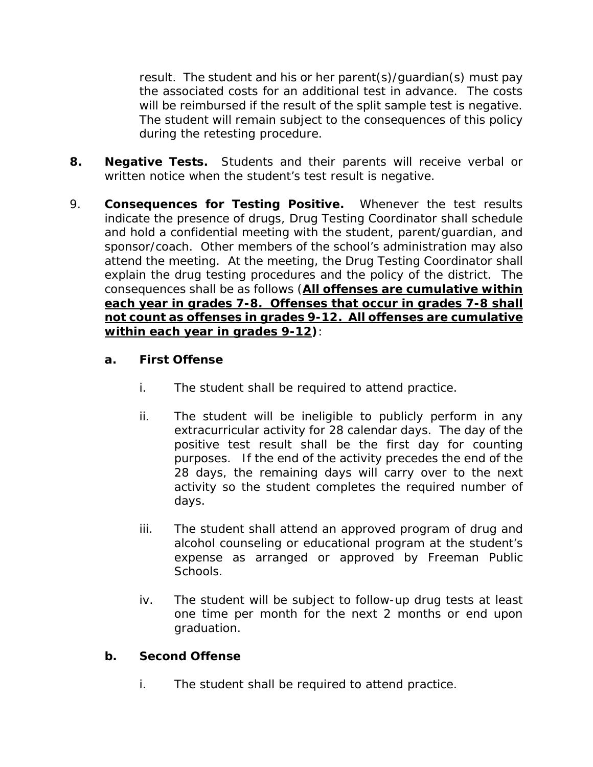result. The student and his or her parent(s)/guardian(s) must pay the associated costs for an additional test in advance. The costs will be reimbursed if the result of the split sample test is negative. The student will remain subject to the consequences of this policy during the retesting procedure.

**8. Negative Tests.** Students and their parents will receive verbal or written notice when the student's test result is negative.

9. **Consequences for Testing Positive.** Whenever the test results indicate the presence of drugs, Drug Testing Coordinator shall schedule and hold a confidential meeting with the student, parent/guardian, and sponsor/coach. Other members of the school's administration may also attend the meeting. At the meeting, the Drug Testing Coordinator shall explain the drug testing procedures and the policy of the district. The consequences shall be as follows (**<u>All offenses are cumulative within each year in grades 7-8. Offenses that occur in grades 7-8 shall not count as offenses in grades 9-12. All offenses are cumulative within each year in grades 9-12)</u>**:

**a. First Offense**

i. The student shall be required to attend practice.

ii. The student will be ineligible to publicly perform in any extracurricular activity for 28 calendar days. The day of the positive test result shall be the first day for counting purposes. If the end of the activity precedes the end of the 28 days, the remaining days will carry over to the next activity so the student completes the required number of days.

iii. The student shall attend an approved program of drug and alcohol counseling or educational program at the student's expense as arranged or approved by Freeman Public Schools.

iv. The student will be subject to follow-up drug tests at least one time per month for the next 2 months or end upon graduation.

**b. Second Offense**

i. The student shall be required to attend practice.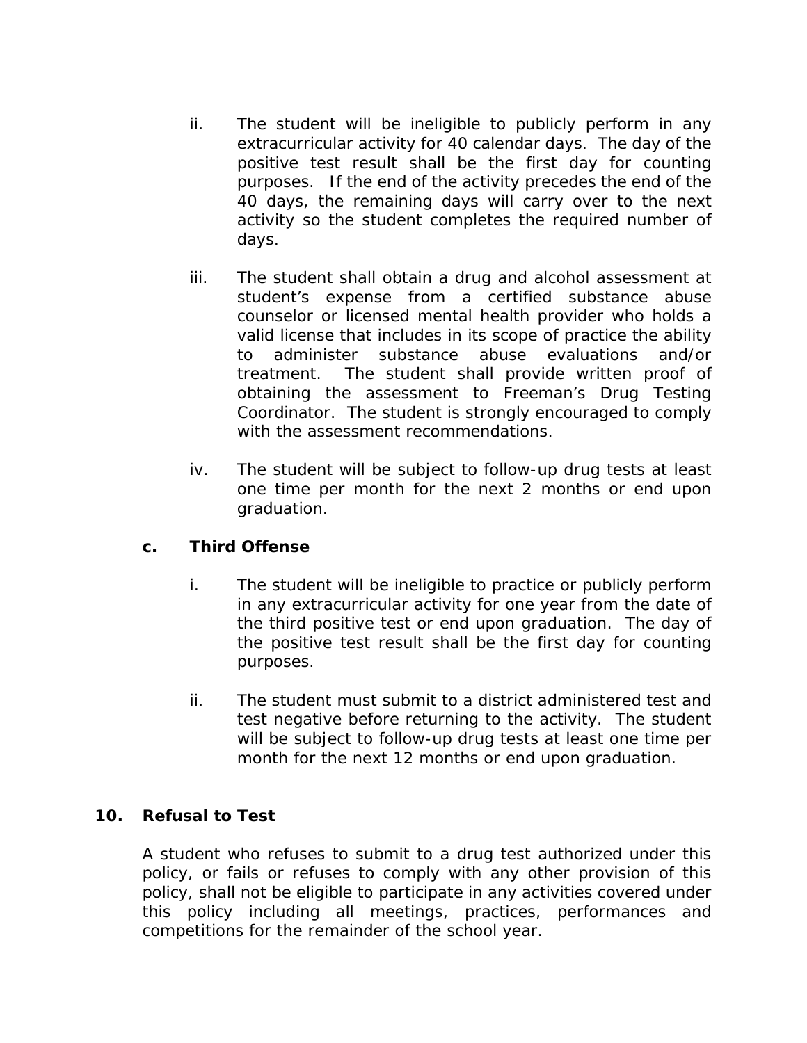ii. The student will be ineligible to publicly perform in any extracurricular activity for 40 calendar days. The day of the positive test result shall be the first day for counting purposes. If the end of the activity precedes the end of the 40 days, the remaining days will carry over to the next activity so the student completes the required number of days.

iii. The student shall obtain a drug and alcohol assessment at student's expense from a certified substance abuse counselor or licensed mental health provider who holds a valid license that includes in its scope of practice the ability to administer substance abuse evaluations and/or treatment. The student shall provide written proof of obtaining the assessment to Freeman's Drug Testing Coordinator. The student is strongly encouraged to comply with the assessment recommendations.

iv. The student will be subject to follow-up drug tests at least one time per month for the next 2 months or end upon graduation.

**c. Third Offense**

i. The student will be ineligible to practice or publicly perform in any extracurricular activity for one year from the date of the third positive test or end upon graduation. The day of the positive test result shall be the first day for counting purposes.

ii. The student must submit to a district administered test and test negative before returning to the activity. The student will be subject to follow-up drug tests at least one time per month for the next 12 months or end upon graduation.

**10. Refusal to Test**

A student who refuses to submit to a drug test authorized under this policy, or fails or refuses to comply with any other provision of this policy, shall not be eligible to participate in any activities covered under this policy including all meetings, practices, performances and competitions for the remainder of the school year.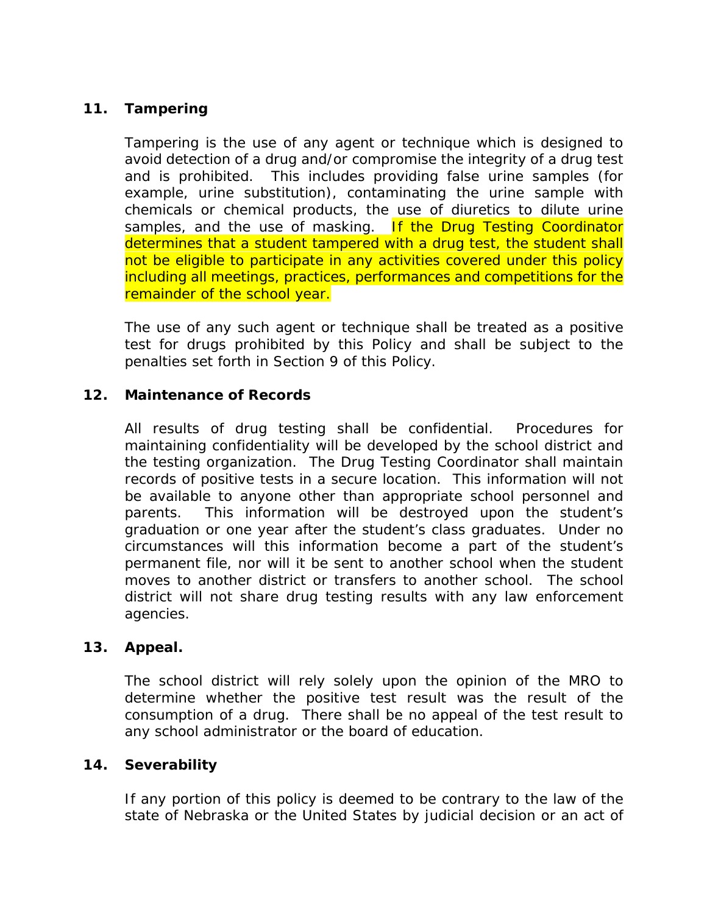**11. Tampering**

Tampering is the use of any agent or technique which is designed to avoid detection of a drug and/or compromise the integrity of a drug test and is prohibited. This includes providing false urine samples (for example, urine substitution), contaminating the urine sample with chemicals or chemical products, the use of diuretics to dilute urine samples, and the use of masking. If the Drug Testing Coordinator determines that a student tampered with a drug test, the student shall not be eligible to participate in any activities covered under this policy including all meetings, practices, performances and competitions for the remainder of the school year.

The use of any such agent or technique shall be treated as a positive test for drugs prohibited by this Policy and shall be subject to the penalties set forth in Section 9 of this Policy.

**12. Maintenance of Records**

All results of drug testing shall be confidential. Procedures for maintaining confidentiality will be developed by the school district and the testing organization. The Drug Testing Coordinator shall maintain records of positive tests in a secure location. This information will not be available to anyone other than appropriate school personnel and parents. This information will be destroyed upon the student's graduation or one year after the student's class graduates. Under no circumstances will this information become a part of the student's permanent file, nor will it be sent to another school when the student moves to another district or transfers to another school. The school district will not share drug testing results with any law enforcement agencies.

**13. Appeal.**

The school district will rely solely upon the opinion of the MRO to determine whether the positive test result was the result of the consumption of a drug. There shall be no appeal of the test result to any school administrator or the board of education.

**14. Severability**

If any portion of this policy is deemed to be contrary to the law of the state of Nebraska or the United States by judicial decision or an act of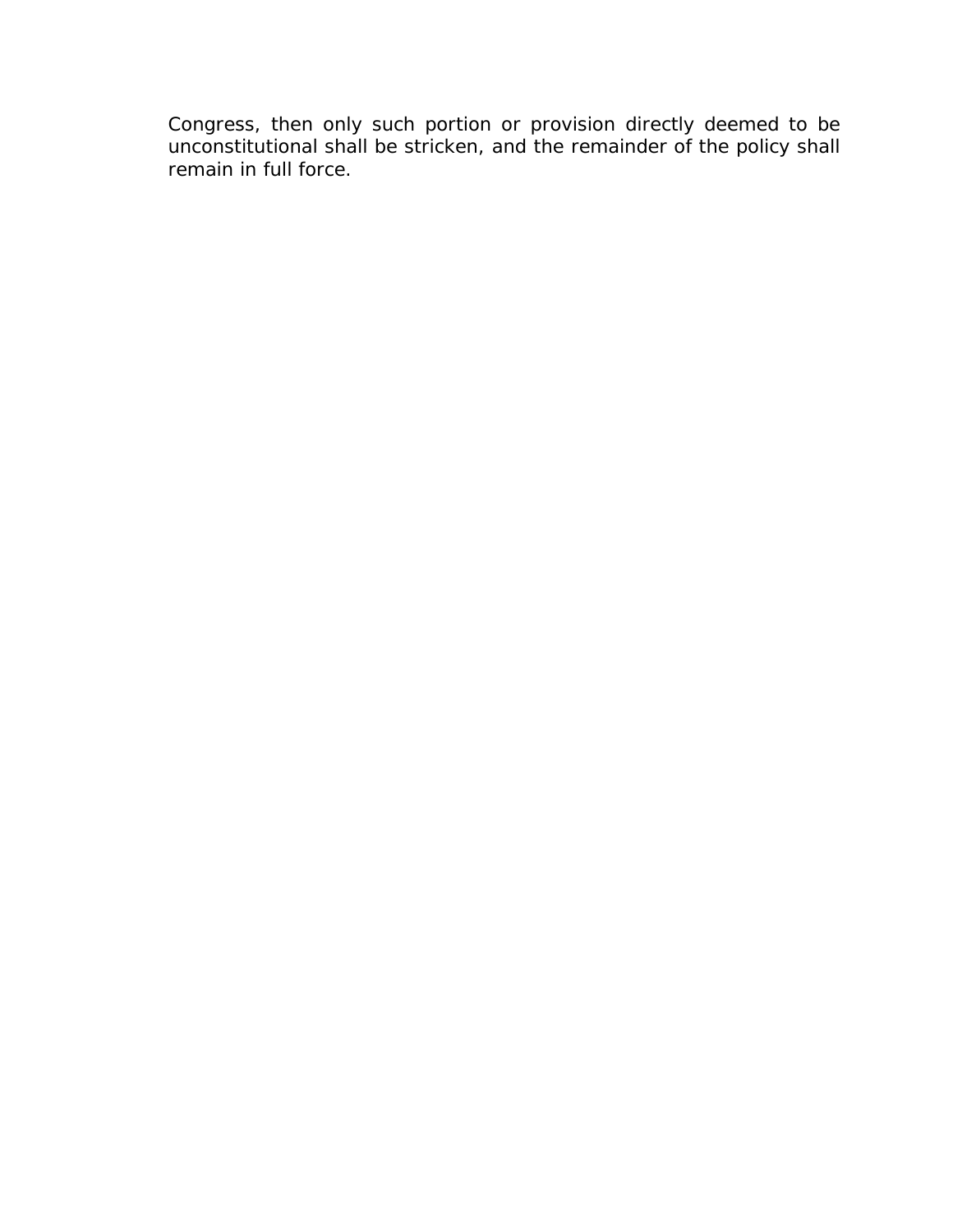Congress, then only such portion or provision directly deemed to be unconstitutional shall be stricken, and the remainder of the policy shall remain in full force.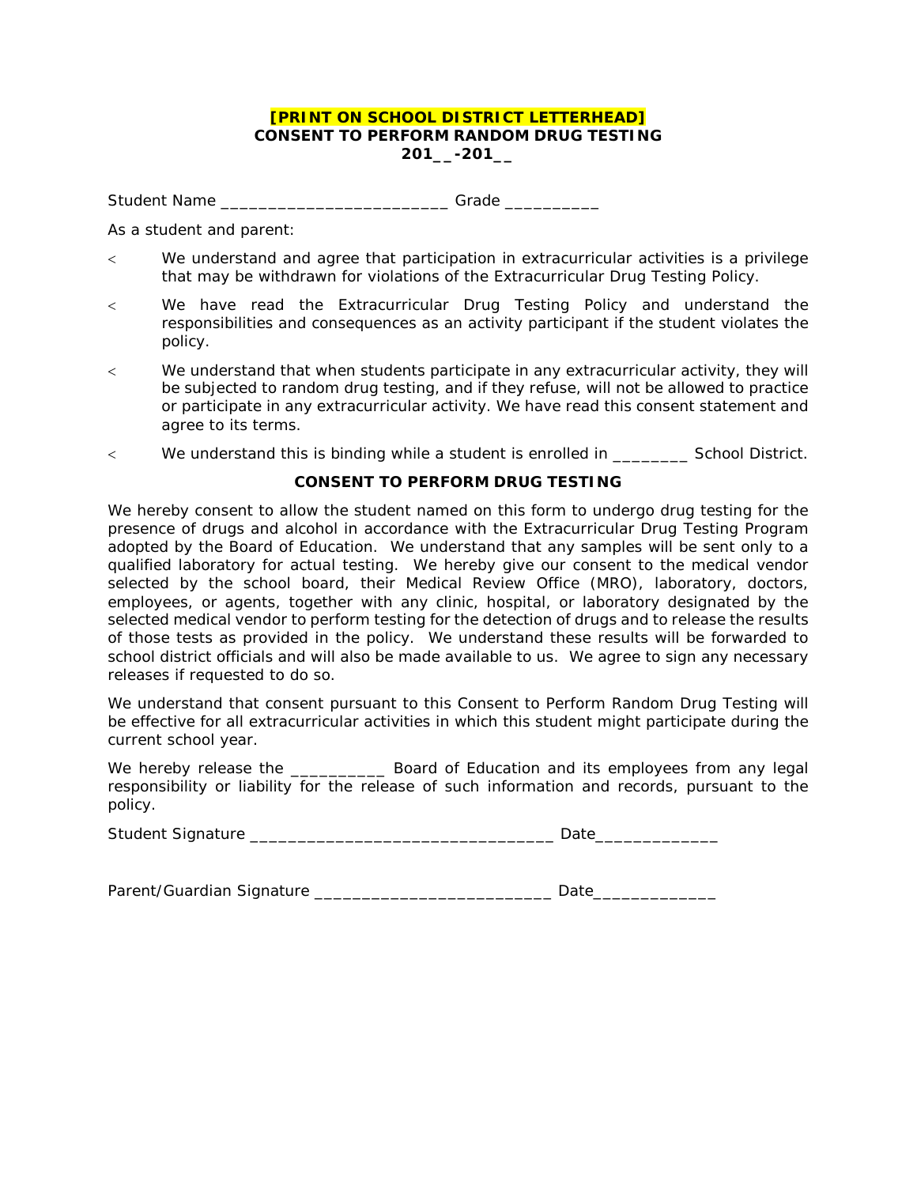**[PRINT ON SCHOOL DISTRICT LETTERHEAD]**
**CONSENT TO PERFORM RANDOM DRUG TESTING**
**201__-201__**

Student Name _________________________ Grade __________

As a student and parent:

- We understand and agree that participation in extracurricular activities is a privilege that may be withdrawn for violations of the Extracurricular Drug Testing Policy.
- We have read the Extracurricular Drug Testing Policy and understand the responsibilities and consequences as an activity participant if the student violates the policy.
- We understand that when students participate in any extracurricular activity, they will be subjected to random drug testing, and if they refuse, will not be allowed to practice or participate in any extracurricular activity. We have read this consent statement and agree to its terms.
- We understand this is binding while a student is enrolled in ________ School District.

**CONSENT TO PERFORM DRUG TESTING**

We hereby consent to allow the student named on this form to undergo drug testing for the presence of drugs and alcohol in accordance with the Extracurricular Drug Testing Program adopted by the Board of Education. We understand that any samples will be sent only to a qualified laboratory for actual testing. We hereby give our consent to the medical vendor selected by the school board, their Medical Review Office (MRO), laboratory, doctors, employees, or agents, together with any clinic, hospital, or laboratory designated by the selected medical vendor to perform testing for the detection of drugs and to release the results of those tests as provided in the policy. We understand these results will be forwarded to school district officials and will also be made available to us. We agree to sign any necessary releases if requested to do so.

We understand that consent pursuant to this Consent to Perform Random Drug Testing will be effective for all extracurricular activities in which this student might participate during the current school year.

We hereby release the __________ Board of Education and its employees from any legal responsibility or liability for the release of such information and records, pursuant to the policy.

Student Signature _________________________________ Date_____________

Parent/Guardian Signature __________________________ Date_____________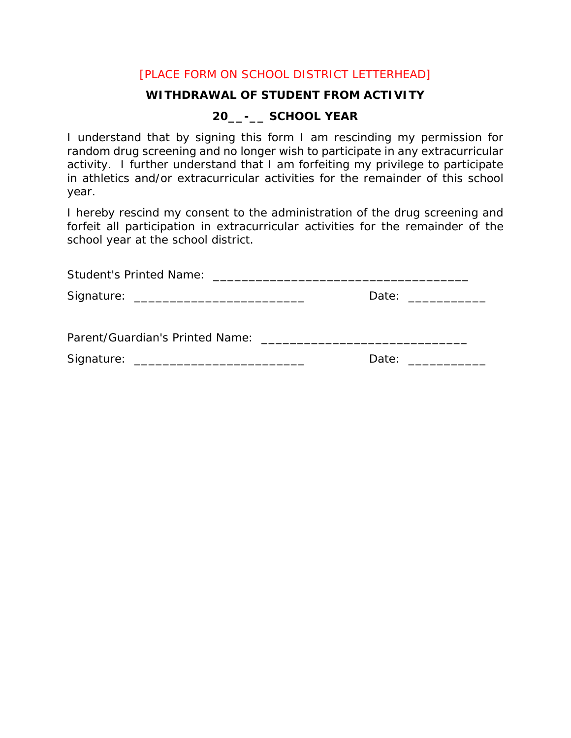[PLACE FORM ON SCHOOL DISTRICT LETTERHEAD]

**WITHDRAWAL OF STUDENT FROM ACTIVITY**

**20__-__ SCHOOL YEAR**

I understand that by signing this form I am rescinding my permission for random drug screening and no longer wish to participate in any extracurricular activity. I further understand that I am forfeiting my privilege to participate in athletics and/or extracurricular activities for the remainder of this school year.

I hereby rescind my consent to the administration of the drug screening and forfeit all participation in extracurricular activities for the remainder of the school year at the school district.

Student's Printed Name: ____________________________________

Signature: ________________________ Date: ___________

Parent/Guardian's Printed Name: _____________________________

Signature: ________________________ Date: ___________